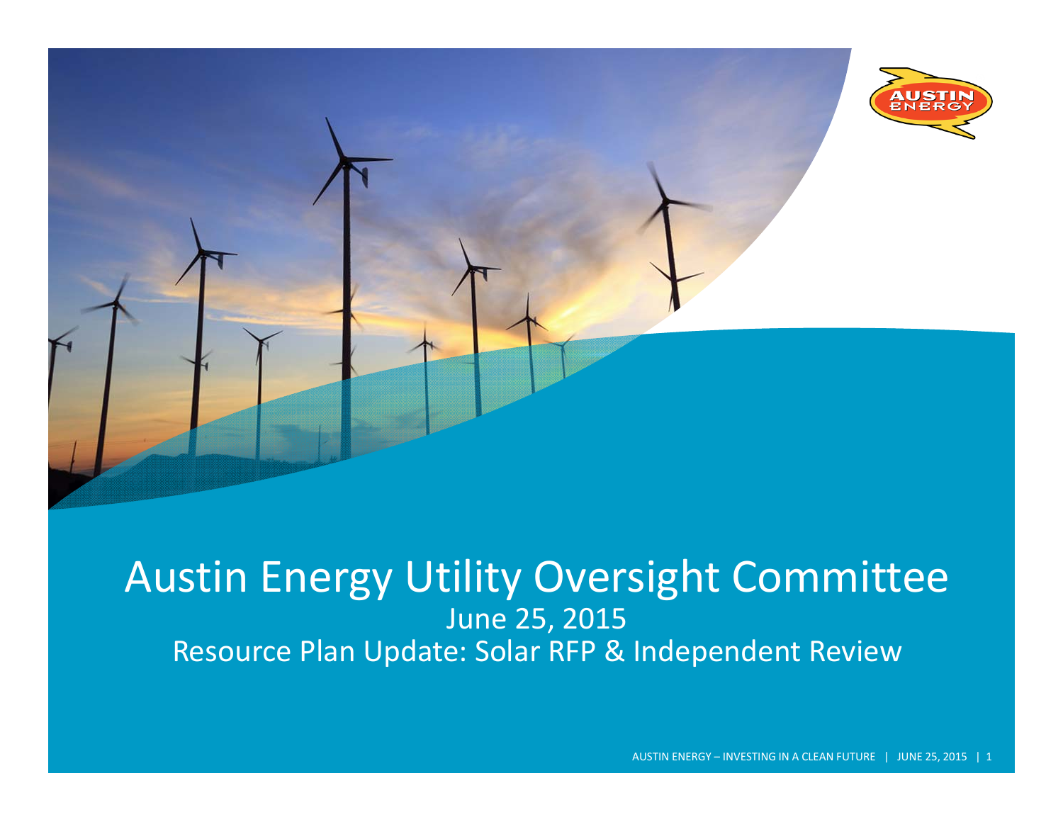# Austin Energy Utility Oversight Committee

June 25, 2015

Resource Plan Update: Solar RFP & Independent Review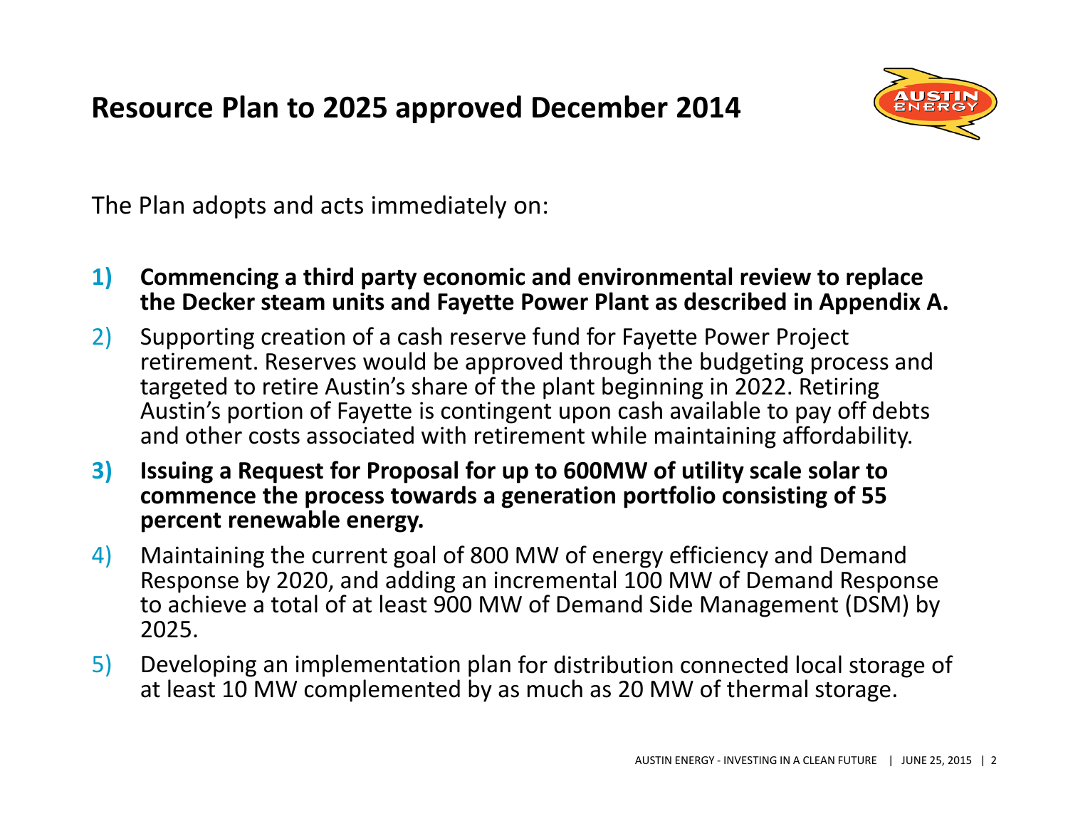# Resource Plan to 2025 approved December 2014

The Plan adopts and acts immediately on:

1) **Commencing a third party economic and environmental review to replace the Decker steam units and Fayette Power Plant as described in Appendix A.**
2) Supporting creation of a cash reserve fund for Fayette Power Project retirement. Reserves would be approved through the budgeting process and targeted to retire Austin's share of the plant beginning in 2022. Retiring Austin's portion of Fayette is contingent upon cash available to pay off debts and other costs associated with retirement while maintaining affordability.
3) **Issuing a Request for Proposal for up to 600MW of utility scale solar to commence the process towards a generation portfolio consisting of 55 percent renewable energy.**
4) Maintaining the current goal of 800 MW of energy efficiency and Demand Response by 2020, and adding an incremental 100 MW of Demand Response to achieve a total of at least 900 MW of Demand Side Management (DSM) by 2025.
5) Developing an implementation plan for distribution connected local storage of at least 10 MW complemented by as much as 20 MW of thermal storage.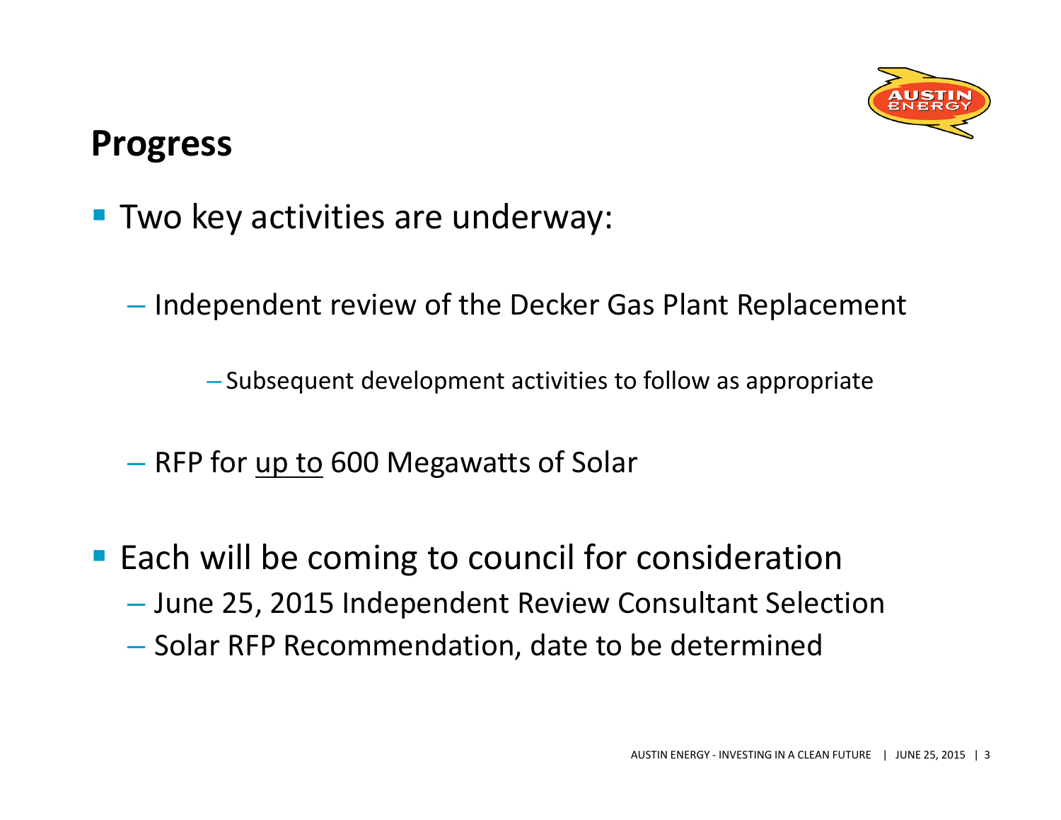## Progress

- Two key activities are underway:
  - Independent review of the Decker Gas Plant Replacement
    - Subsequent development activities to follow as appropriate
  - RFP for <u>up to</u> 600 Megawatts of Solar
- Each will be coming to council for consideration
  - June 25, 2015 Independent Review Consultant Selection
  - Solar RFP Recommendation, date to be determined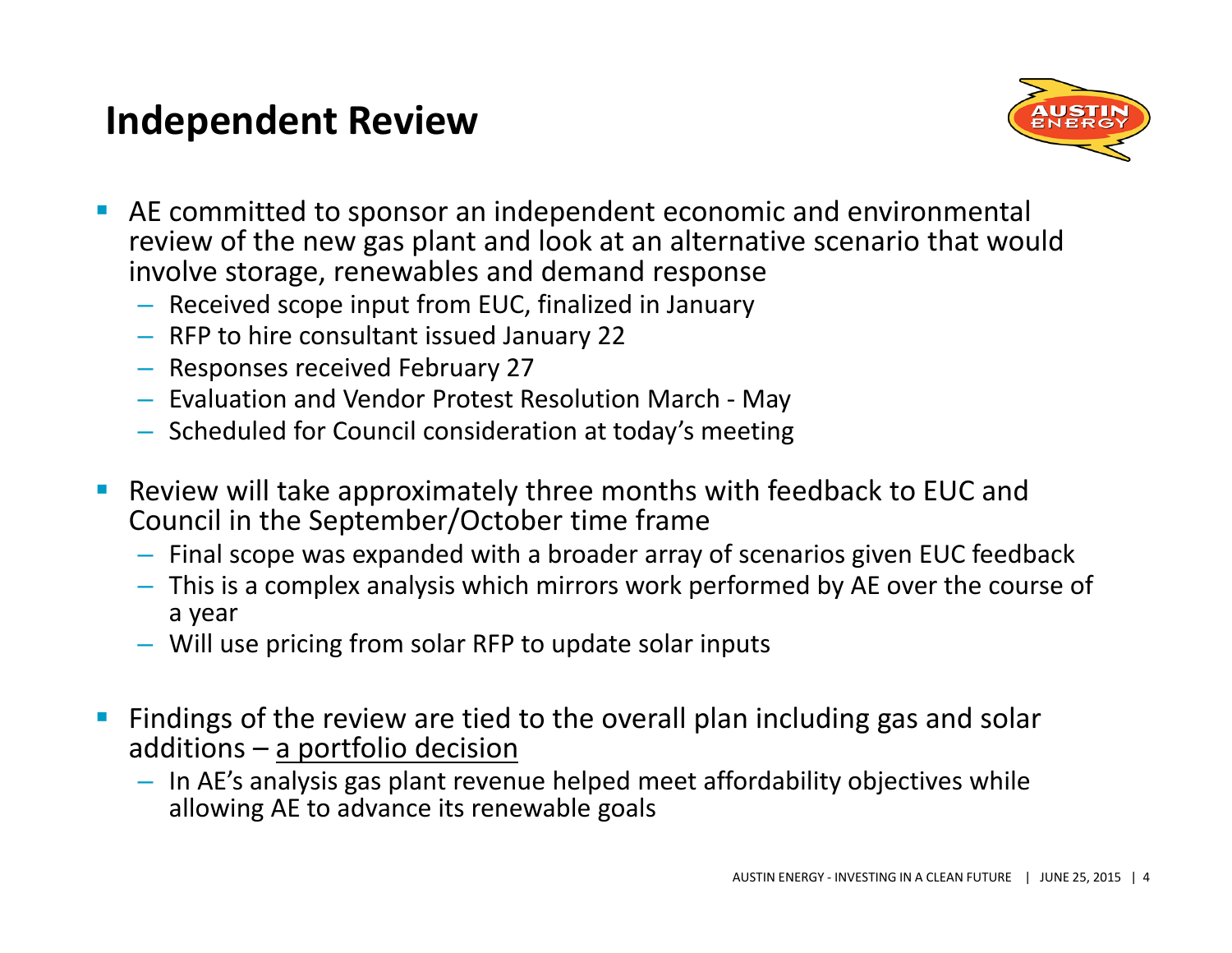# Independent Review

- AE committed to sponsor an independent economic and environmental review of the new gas plant and look at an alternative scenario that would involve storage, renewables and demand response
  - Received scope input from EUC, finalized in January
  - RFP to hire consultant issued January 22
  - Responses received February 27
  - Evaluation and Vendor Protest Resolution March - May
  - Scheduled for Council consideration at today's meeting

- Review will take approximately three months with feedback to EUC and Council in the September/October time frame
  - Final scope was expanded with a broader array of scenarios given EUC feedback
  - This is a complex analysis which mirrors work performed by AE over the course of a year
  - Will use pricing from solar RFP to update solar inputs

- Findings of the review are tied to the overall plan including gas and solar additions – a portfolio decision
  - In AE's analysis gas plant revenue helped meet affordability objectives while allowing AE to advance its renewable goals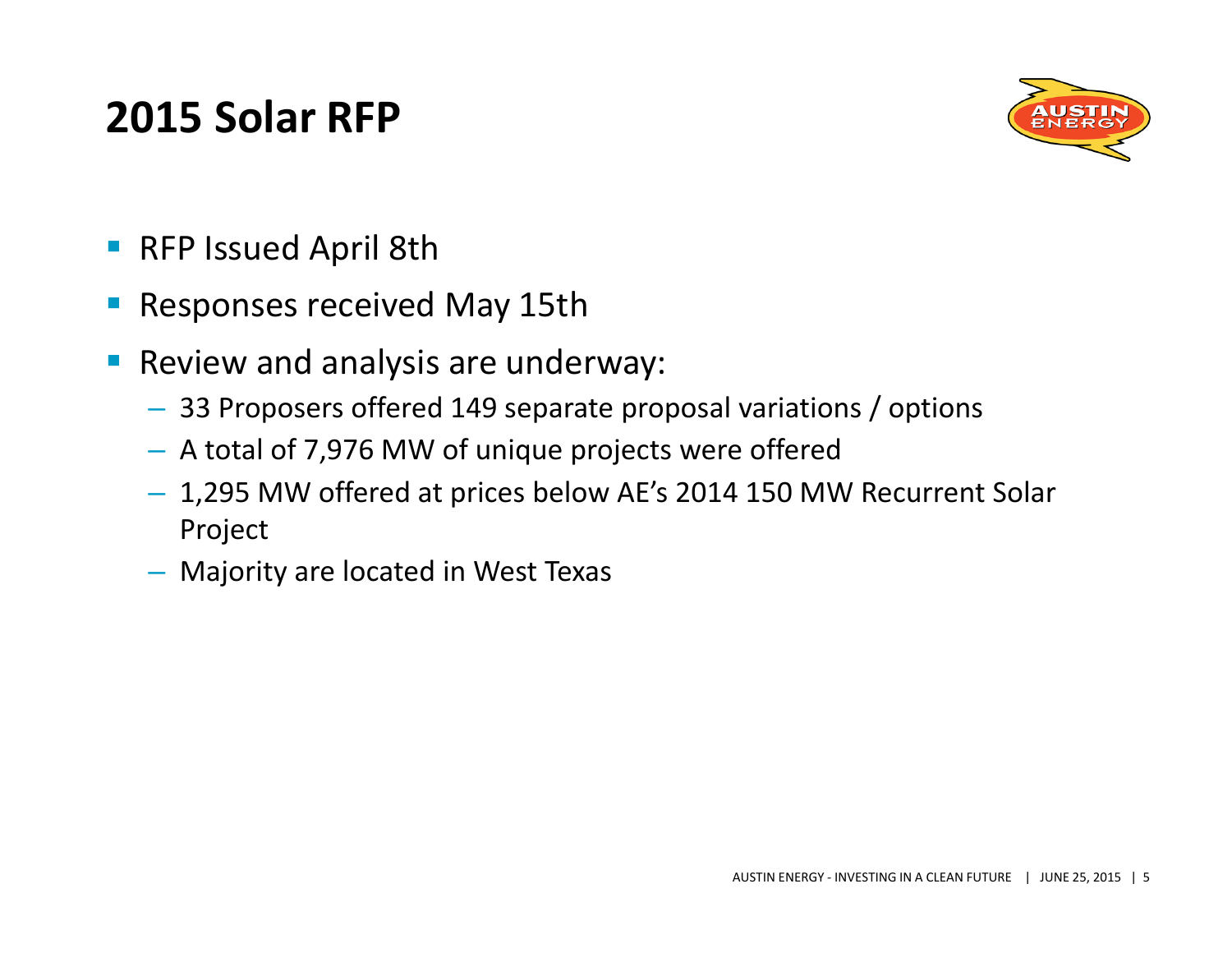# 2015 Solar RFP

- RFP Issued April 8th
- Responses received May 15th
- Review and analysis are underway:
  - 33 Proposers offered 149 separate proposal variations / options
  - A total of 7,976 MW of unique projects were offered
  - 1,295 MW offered at prices below AE's 2014 150 MW Recurrent Solar Project
  - Majority are located in West Texas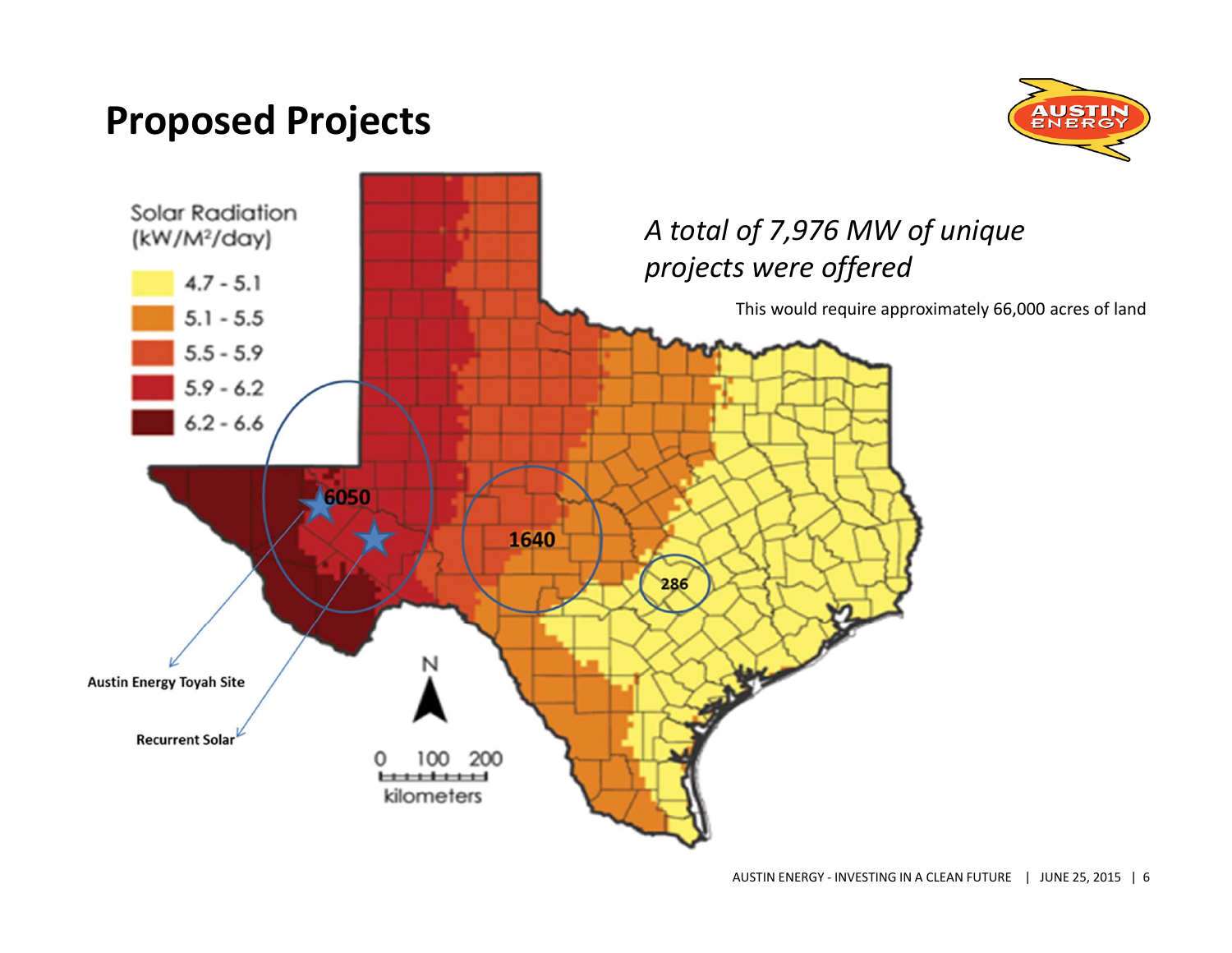# Proposed Projects

*A total of 7,976 MW of unique projects were offered*

This would require approximately 66,000 acres of land

Solar Radiation (kW/M²/day)

- 4.7 - 5.1
- 5.1 - 5.5
- 5.5 - 5.9
- 5.9 - 6.2
- 6.2 - 6.6

6050

1640

286

Austin Energy Toyah Site

Recurrent Solar

N

0 100 200 kilometers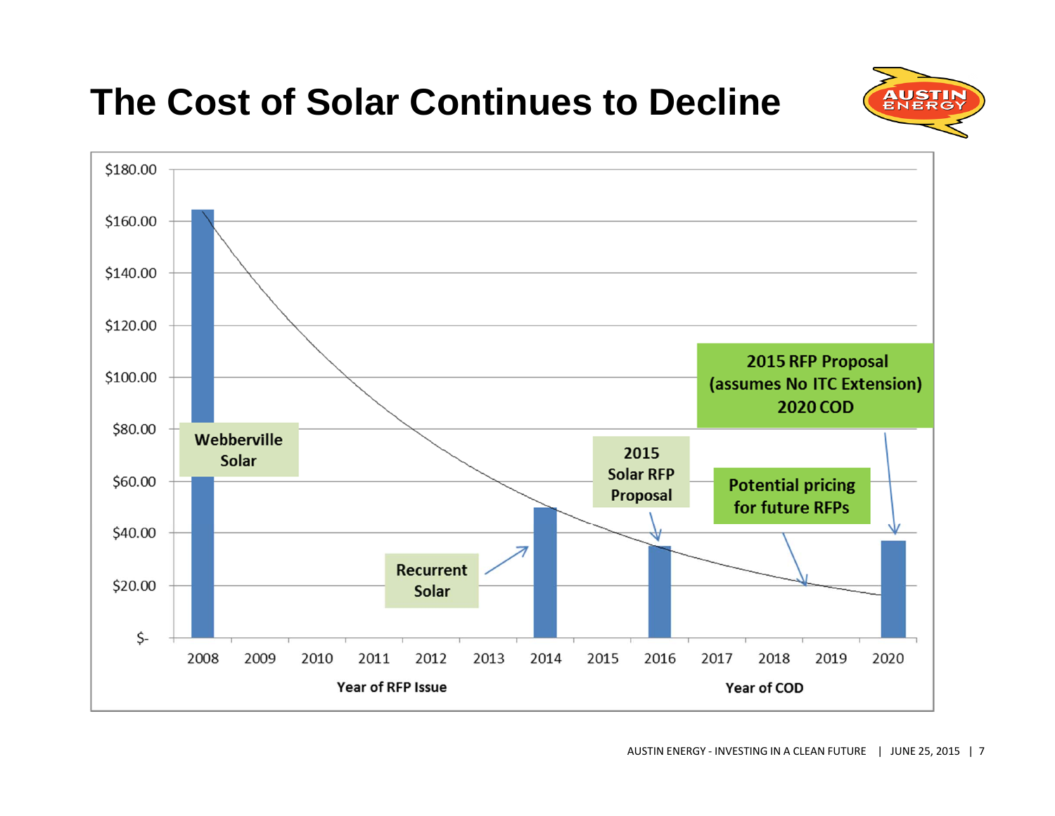# The Cost of Solar Continues to Decline

$180.00
$160.00
$140.00
$120.00
$100.00
$80.00
$60.00
$40.00
$20.00
$-

2008 2009 2010 2011 2012 2013 2014 2015 2016 2017 2018 2019 2020

Year of RFP Issue

Year of COD

Webberville Solar

Recurrent Solar

2015 Solar RFP Proposal

Potential pricing for future RFPs

2015 RFP Proposal (assumes No ITC Extension) 2020 COD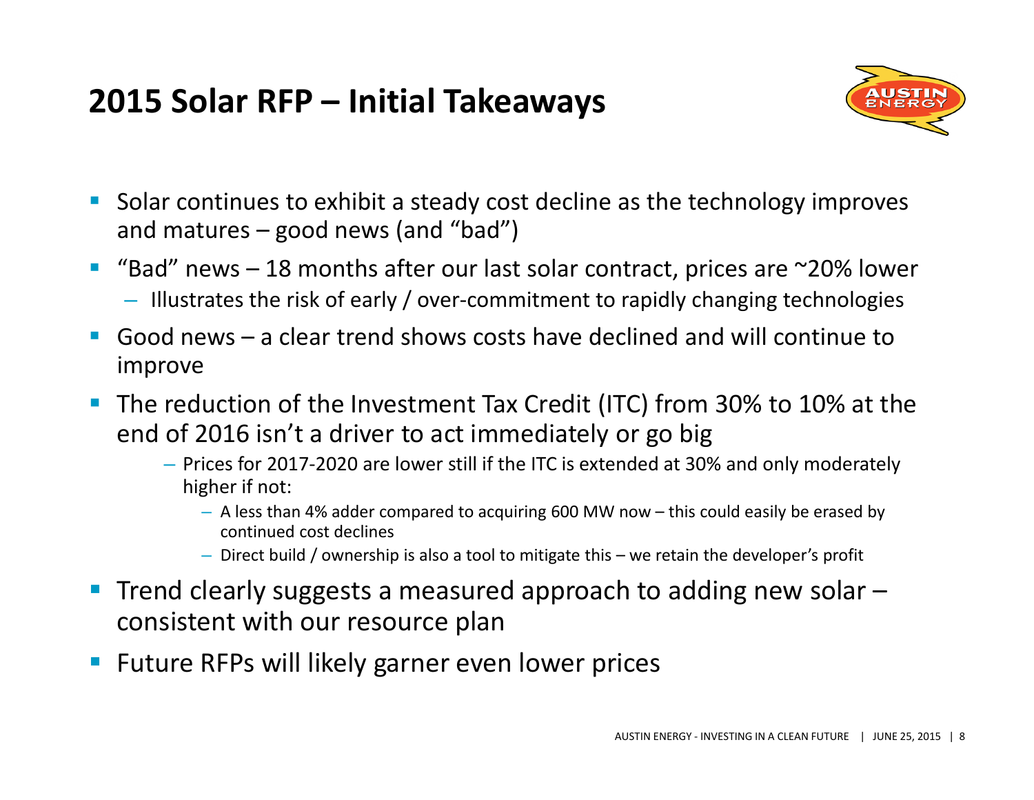# 2015 Solar RFP – Initial Takeaways

- Solar continues to exhibit a steady cost decline as the technology improves and matures – good news (and "bad")
- "Bad" news – 18 months after our last solar contract, prices are ~20% lower
  - Illustrates the risk of early / over-commitment to rapidly changing technologies
- Good news – a clear trend shows costs have declined and will continue to improve
- The reduction of the Investment Tax Credit (ITC) from 30% to 10% at the end of 2016 isn't a driver to act immediately or go big
  - Prices for 2017-2020 are lower still if the ITC is extended at 30% and only moderately higher if not:
    - A less than 4% adder compared to acquiring 600 MW now – this could easily be erased by continued cost declines
    - Direct build / ownership is also a tool to mitigate this – we retain the developer's profit
- Trend clearly suggests a measured approach to adding new solar – consistent with our resource plan
- Future RFPs will likely garner even lower prices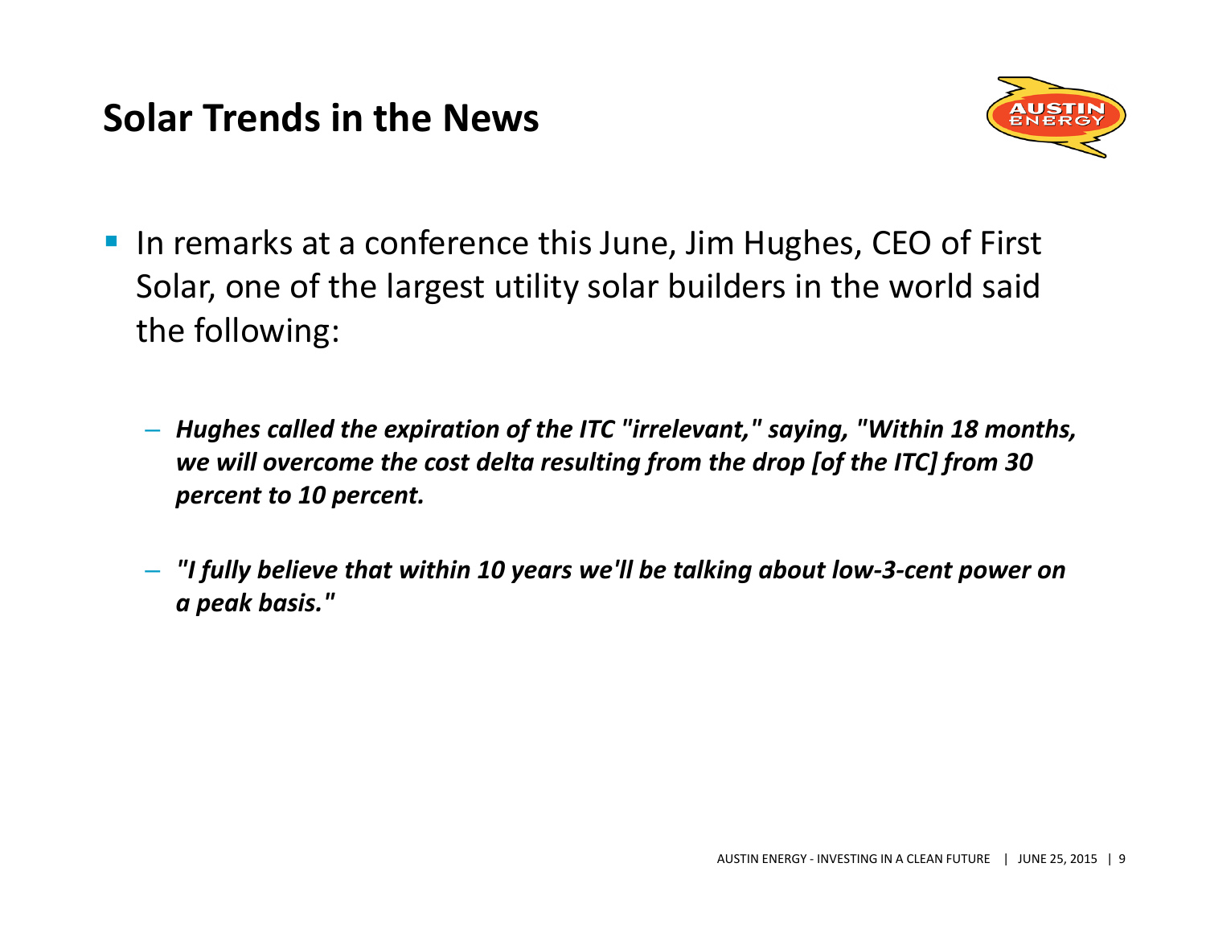# Solar Trends in the News

- In remarks at a conference this June, Jim Hughes, CEO of First Solar, one of the largest utility solar builders in the world said the following:
  - ***Hughes called the expiration of the ITC "irrelevant," saying, "Within 18 months, we will overcome the cost delta resulting from the drop [of the ITC] from 30 percent to 10 percent.***
  - ***"I fully believe that within 10 years we'll be talking about low-3-cent power on a peak basis."***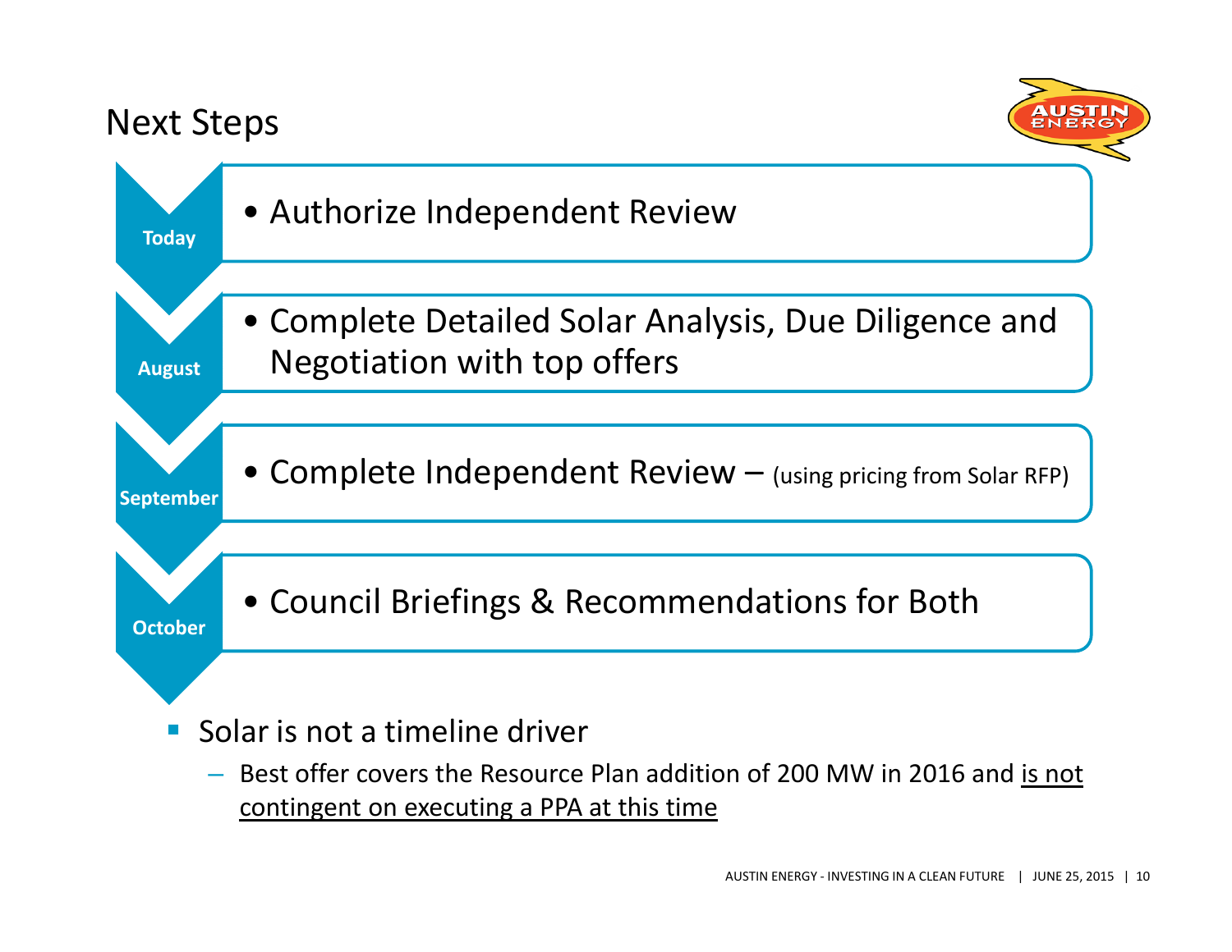# Next Steps

- **Today**
  - Authorize Independent Review
- **August**
  - Complete Detailed Solar Analysis, Due Diligence and Negotiation with top offers
- **September**
  - Complete Independent Review – (using pricing from Solar RFP)
- **October**
  - Council Briefings & Recommendations for Both

- Solar is not a timeline driver
  - Best offer covers the Resource Plan addition of 200 MW in 2016 and <u>is not contingent on executing a PPA at this time</u>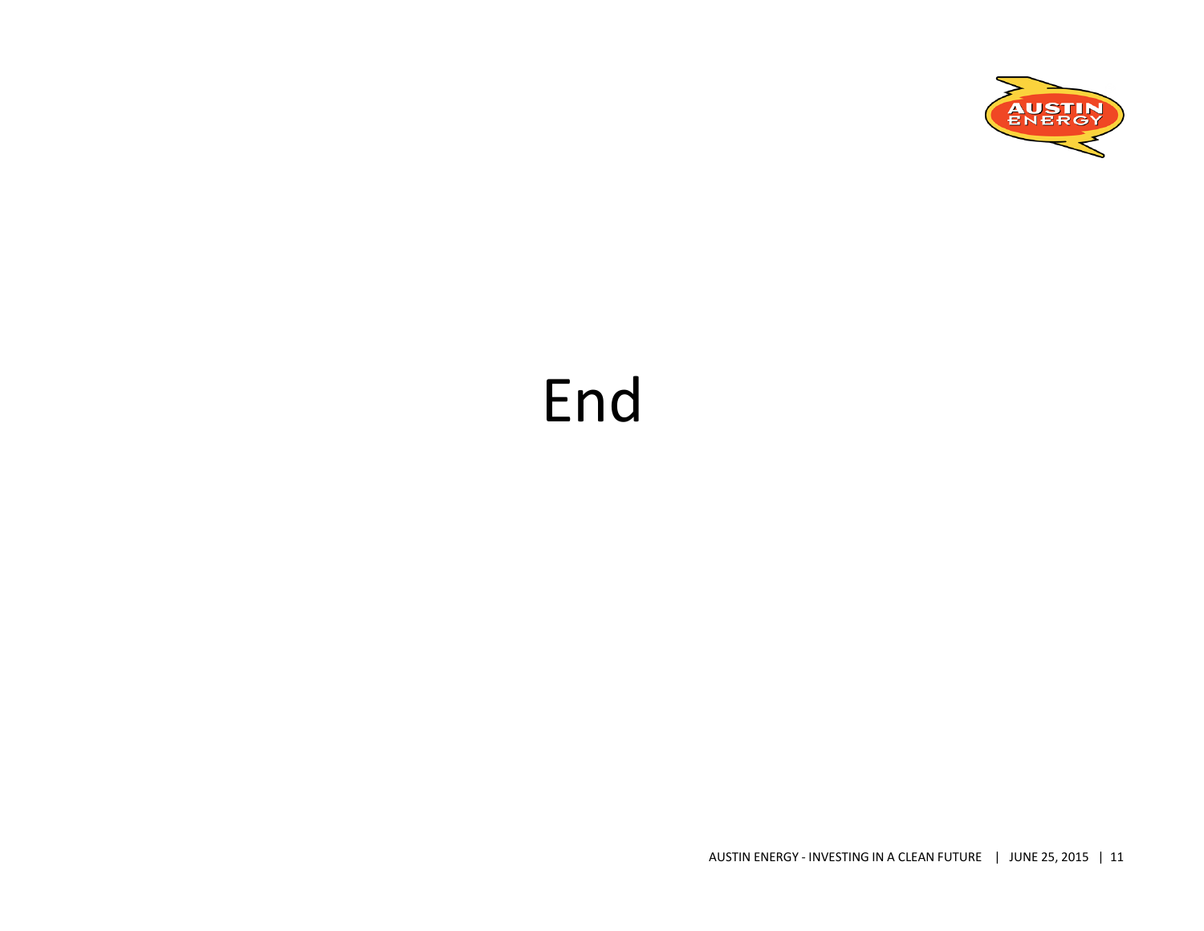# End